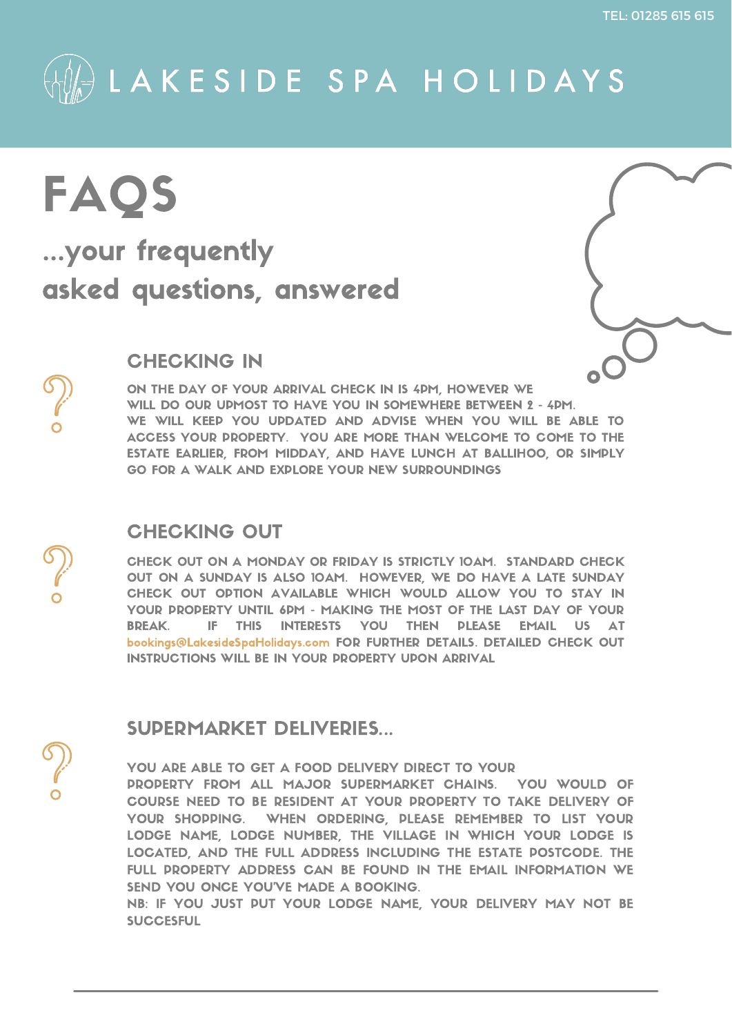TEL: 01285 615 615

LAKESIDE SPA HOLIDAYS

# FAQS

## ...your frequently asked questions, answered

### CHECKING IN

ON THE DAY OF YOUR ARRIVAL CHECK IN IS 4PM, HOWEVER WE WILL DO OUR UPMOST TO HAVE YOU IN SOMEWHERE BETWEEN 2 - 4PM. WE WILL KEEP YOU UPDATED AND ADVISE WHEN YOU WILL BE ABLE TO ACCESS YOUR PROPERTY. YOU ARE MORE THAN WELCOME TO COME TO THE ESTATE EARLIER, FROM MIDDAY, AND HAVE LUNCH AT BALLIHOO, OR SIMPLY GO FOR A WALK AND EXPLORE YOUR NEW SURROUNDINGS

### CHECKING OUT

CHECK OUT ON A MONDAY OR FRIDAY IS STRICTLY 10AM. STANDARD CHECK OUT ON A SUNDAY IS ALSO 10AM. HOWEVER, WE DO HAVE A LATE SUNDAY CHECK OUT OPTION AVAILABLE WHICH WOULD ALLOW YOU TO STAY IN YOUR PROPERTY UNTIL 6PM - MAKING THE MOST OF THE LAST DAY OF YOUR BREAK. IF THIS INTERESTS YOU THEN PLEASE EMAIL US AT bookings@LakesideSpaHolidays.com FOR FURTHER DETAILS. DETAILED CHECK OUT INSTRUCTIONS WILL BE IN YOUR PROPERTY UPON ARRIVAL

### SUPERMARKET DELIVERIES...

YOU ARE ABLE TO GET A FOOD DELIVERY DIRECT TO YOUR PROPERTY FROM ALL MAJOR SUPERMARKET CHAINS. YOU WOULD OF COURSE NEED TO BE RESIDENT AT YOUR PROPERTY TO TAKE DELIVERY OF YOUR SHOPPING. WHEN ORDERING, PLEASE REMEMBER TO LIST YOUR LODGE NAME, LODGE NUMBER, THE VILLAGE IN WHICH YOUR LODGE IS LOCATED, AND THE FULL ADDRESS INCLUDING THE ESTATE POSTCODE. THE FULL PROPERTY ADDRESS CAN BE FOUND IN THE EMAIL INFORMATION WE SEND YOU ONCE YOU'VE MADE A BOOKING.

NB: IF YOU JUST PUT YOUR LODGE NAME, YOUR DELIVERY MAY NOT BE SUCCESFUL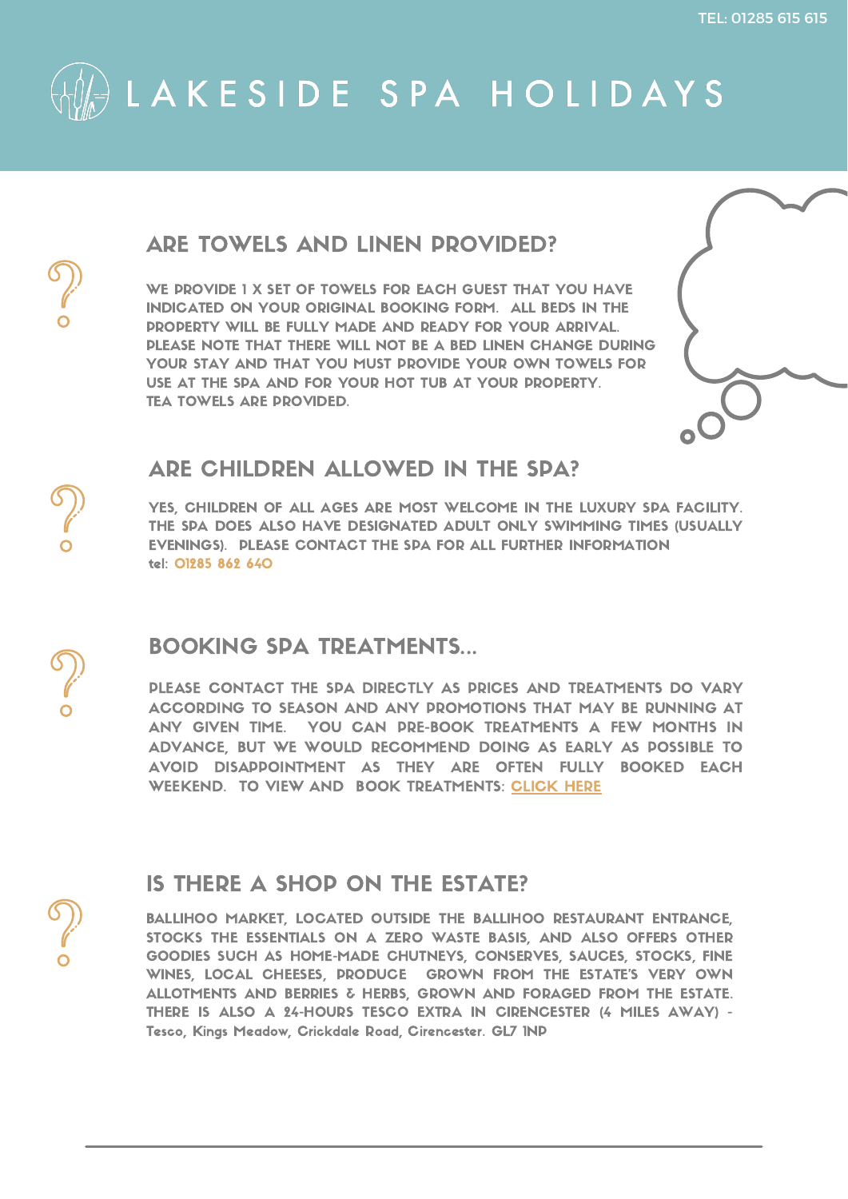TEL: 01285 615 615

# LAKESIDE SPA HOLIDAYS

## ARE TOWELS AND LINEN PROVIDED?

WE PROVIDE 1 X SET OF TOWELS FOR EACH GUEST THAT YOU HAVE INDICATED ON YOUR ORIGINAL BOOKING FORM. ALL BEDS IN THE PROPERTY WILL BE FULLY MADE AND READY FOR YOUR ARRIVAL. PLEASE NOTE THAT THERE WILL NOT BE A BED LINEN CHANGE DURING YOUR STAY AND THAT YOU MUST PROVIDE YOUR OWN TOWELS FOR USE AT THE SPA AND FOR YOUR HOT TUB AT YOUR PROPERTY. TEA TOWELS ARE PROVIDED.

## ARE CHILDREN ALLOWED IN THE SPA?

YES, CHILDREN OF ALL AGES ARE MOST WELCOME IN THE LUXURY SPA FACILITY. THE SPA DOES ALSO HAVE DESIGNATED ADULT ONLY SWIMMING TIMES (USUALLY EVENINGS). PLEASE CONTACT THE SPA FOR ALL FURTHER INFORMATION tel: 01285 862 640

## BOOKING SPA TREATMENTS...

PLEASE CONTACT THE SPA DIRECTLY AS PRICES AND TREATMENTS DO VARY ACCORDING TO SEASON AND ANY PROMOTIONS THAT MAY BE RUNNING AT ANY GIVEN TIME. YOU CAN PRE-BOOK TREATMENTS A FEW MONTHS IN ADVANCE, BUT WE WOULD RECOMMEND DOING AS EARLY AS POSSIBLE TO AVOID DISAPPOINTMENT AS THEY ARE OFTEN FULLY BOOKED EACH WEEKEND. TO VIEW AND BOOK TREATMENTS: CLICK HERE

## IS THERE A SHOP ON THE ESTATE?

BALLIHOO MARKET, LOCATED OUTSIDE THE BALLIHOO RESTAURANT ENTRANCE, STOCKS THE ESSENTIALS ON A ZERO WASTE BASIS, AND ALSO OFFERS OTHER GOODIES SUCH AS HOME-MADE CHUTNEYS, CONSERVES, SAUCES, STOCKS, FINE WINES, LOCAL CHEESES, PRODUCE GROWN FROM THE ESTATE'S VERY OWN ALLOTMENTS AND BERRIES & HERBS, GROWN AND FORAGED FROM THE ESTATE. THERE IS ALSO A 24-HOURS TESCO EXTRA IN CIRENCESTER (4 MILES AWAY) - Tesco, Kings Meadow, Crickdale Road, Cirencester. GL7 1NP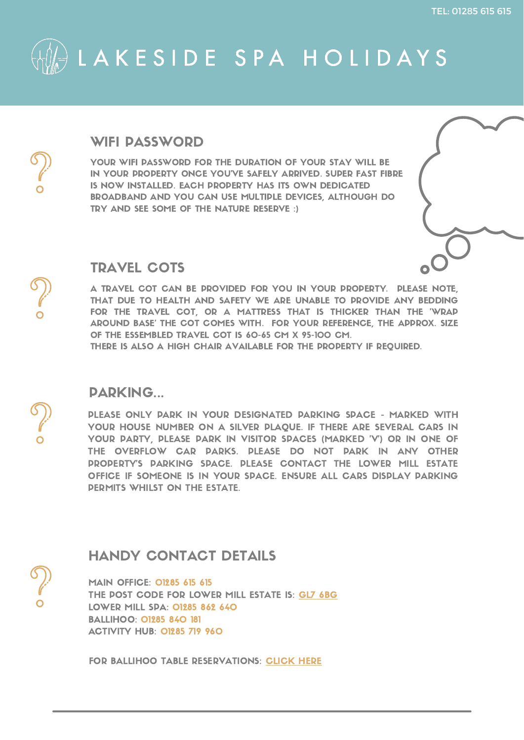TEL: 01285 615 615

# LAKESIDE SPA HOLIDAYS

## WIFI PASSWORD

YOUR WIFI PASSWORD FOR THE DURATION OF YOUR STAY WILL BE IN YOUR PROPERTY ONCE YOU'VE SAFELY ARRIVED. SUPER FAST FIBRE IS NOW INSTALLED. EACH PROPERTY HAS ITS OWN DEDICATED BROADBAND AND YOU CAN USE MULTIPLE DEVICES, ALTHOUGH DO TRY AND SEE SOME OF THE NATURE RESERVE :)

## TRAVEL COTS

A TRAVEL COT CAN BE PROVIDED FOR YOU IN YOUR PROPERTY. PLEASE NOTE, THAT DUE TO HEALTH AND SAFETY WE ARE UNABLE TO PROVIDE ANY BEDDING FOR THE TRAVEL COT, OR A MATTRESS THAT IS THICKER THAN THE 'WRAP AROUND BASE' THE COT COMES WITH. FOR YOUR REFERENCE, THE APPROX. SIZE OF THE ESSEMBLED TRAVEL COT IS 60-65 CM X 95-100 CM.
THERE IS ALSO A HIGH CHAIR AVAILABLE FOR THE PROPERTY IF REQUIRED.

## PARKING...

PLEASE ONLY PARK IN YOUR DESIGNATED PARKING SPACE - MARKED WITH YOUR HOUSE NUMBER ON A SILVER PLAQUE. IF THERE ARE SEVERAL CARS IN YOUR PARTY, PLEASE PARK IN VISITOR SPACES (MARKED 'V') OR IN ONE OF THE OVERFLOW CAR PARKS. PLEASE DO NOT PARK IN ANY OTHER PROPERTY'S PARKING SPACE. PLEASE CONTACT THE LOWER MILL ESTATE OFFICE IF SOMEONE IS IN YOUR SPACE. ENSURE ALL CARS DISPLAY PARKING PERMITS WHILST ON THE ESTATE.

## HANDY CONTACT DETAILS

MAIN OFFICE: 01285 615 615
THE POST CODE FOR LOWER MILL ESTATE IS: GL7 6BG
LOWER MILL SPA: 01285 862 640
BALLIHOO: 01285 840 181
ACTIVITY HUB: 01285 719 960

FOR BALLIHOO TABLE RESERVATIONS: CLICK HERE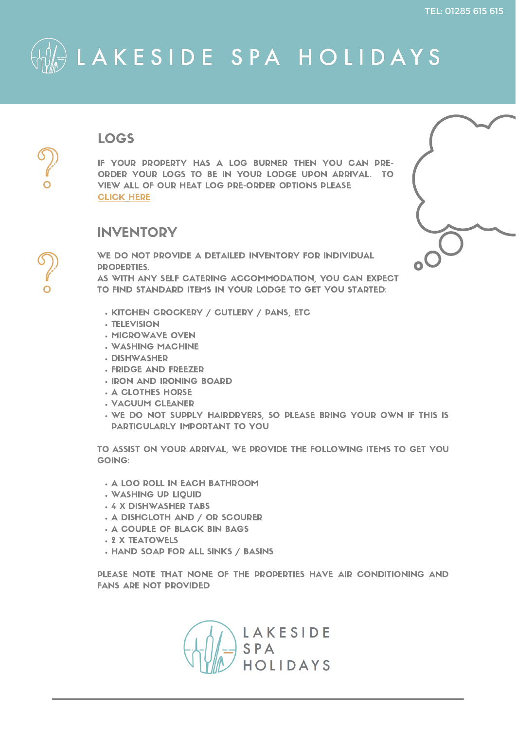## LOGS

IF YOUR PROPERTY HAS A LOG BURNER THEN YOU CAN PRE-ORDER YOUR LOGS TO BE IN YOUR LODGE UPON ARRIVAL. TO VIEW ALL OF OUR HEAT LOG PRE-ORDER OPTIONS PLEASE CLICK HERE

## INVENTORY

WE DO NOT PROVIDE A DETAILED INVENTORY FOR INDIVIDUAL PROPERTIES.
AS WITH ANY SELF CATERING ACCOMMODATION, YOU CAN EXPECT TO FIND STANDARD ITEMS IN YOUR LODGE TO GET YOU STARTED:

- KITCHEN CROCKERY / CUTLERY / PANS, ETC
- TELEVISION
- MICROWAVE OVEN
- WASHING MACHINE
- DISHWASHER
- FRIDGE AND FREEZER
- IRON AND IRONING BOARD
- A CLOTHES HORSE
- VACUUM CLEANER
- WE DO NOT SUPPLY HAIRDRYERS, SO PLEASE BRING YOUR OWN IF THIS IS PARTICULARLY IMPORTANT TO YOU

TO ASSIST ON YOUR ARRIVAL, WE PROVIDE THE FOLLOWING ITEMS TO GET YOU GOING:

- A LOO ROLL IN EACH BATHROOM
- WASHING UP LIQUID
- 4 X DISHWASHER TABS
- A DISHCLOTH AND / OR SCOURER
- A COUPLE OF BLACK BIN BAGS
- 2 X TEATOWELS
- HAND SOAP FOR ALL SINKS / BASINS

PLEASE NOTE THAT NONE OF THE PROPERTIES HAVE AIR CONDITIONING AND FANS ARE NOT PROVIDED